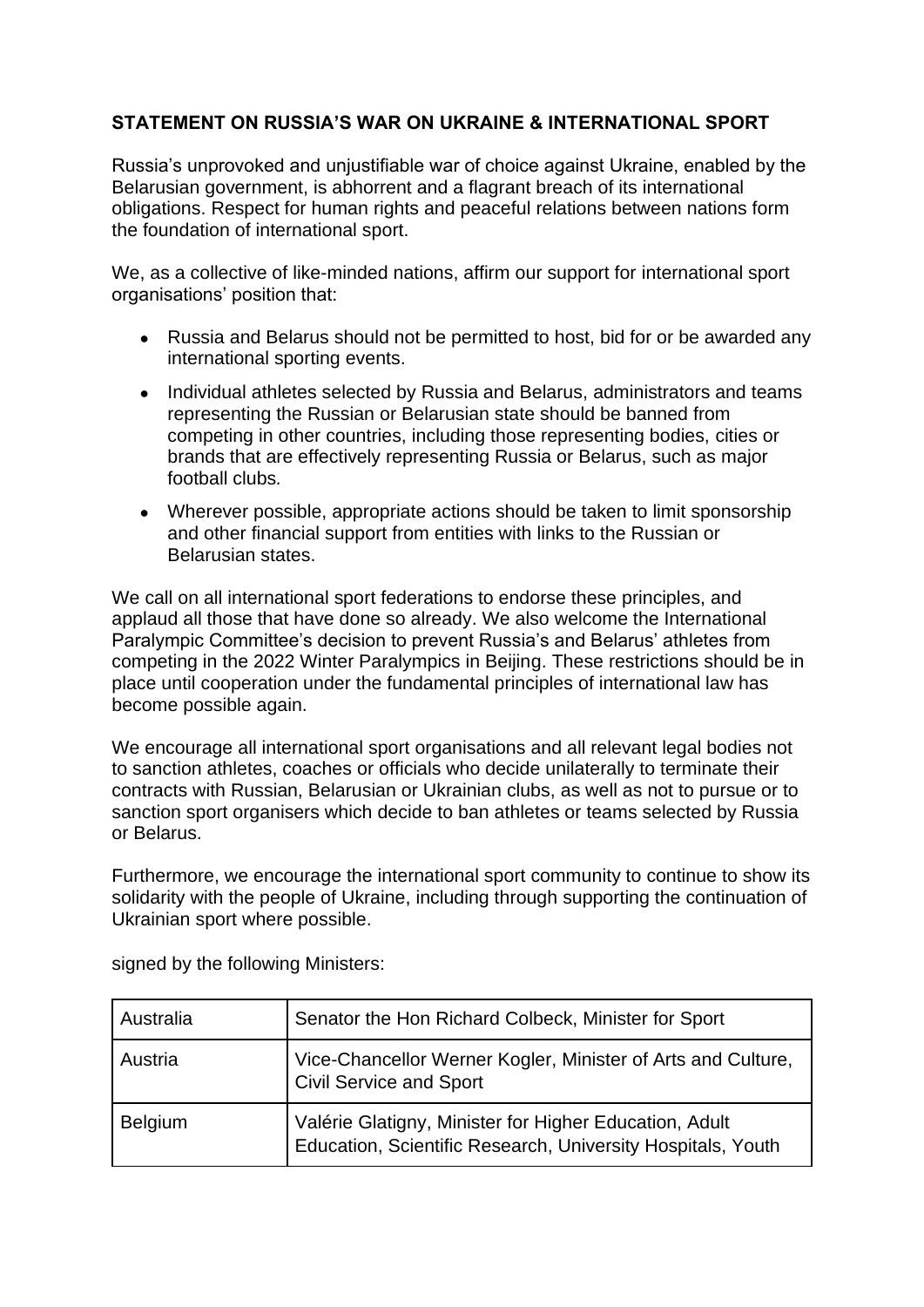**STATEMENT ON RUSSIA'S WAR ON UKRAINE & INTERNATIONAL SPORT**

Russia's unprovoked and unjustifiable war of choice against Ukraine, enabled by the Belarusian government, is abhorrent and a flagrant breach of its international obligations. Respect for human rights and peaceful relations between nations form the foundation of international sport.

We, as a collective of like-minded nations, affirm our support for international sport organisations' position that:

- Russia and Belarus should not be permitted to host, bid for or be awarded any international sporting events.
- Individual athletes selected by Russia and Belarus, administrators and teams representing the Russian or Belarusian state should be banned from competing in other countries, including those representing bodies, cities or brands that are effectively representing Russia or Belarus, such as major football clubs.
- Wherever possible, appropriate actions should be taken to limit sponsorship and other financial support from entities with links to the Russian or Belarusian states.

We call on all international sport federations to endorse these principles, and applaud all those that have done so already. We also welcome the International Paralympic Committee's decision to prevent Russia's and Belarus' athletes from competing in the 2022 Winter Paralympics in Beijing. These restrictions should be in place until cooperation under the fundamental principles of international law has become possible again.

We encourage all international sport organisations and all relevant legal bodies not to sanction athletes, coaches or officials who decide unilaterally to terminate their contracts with Russian, Belarusian or Ukrainian clubs, as well as not to pursue or to sanction sport organisers which decide to ban athletes or teams selected by Russia or Belarus.

Furthermore, we encourage the international sport community to continue to show its solidarity with the people of Ukraine, including through supporting the continuation of Ukrainian sport where possible.

signed by the following Ministers:

| | |
|---|---|
| Australia | Senator the Hon Richard Colbeck, Minister for Sport |
| Austria | Vice-Chancellor Werner Kogler, Minister of Arts and Culture, Civil Service and Sport |
| Belgium | Valérie Glatigny, Minister for Higher Education, Adult Education, Scientific Research, University Hospitals, Youth |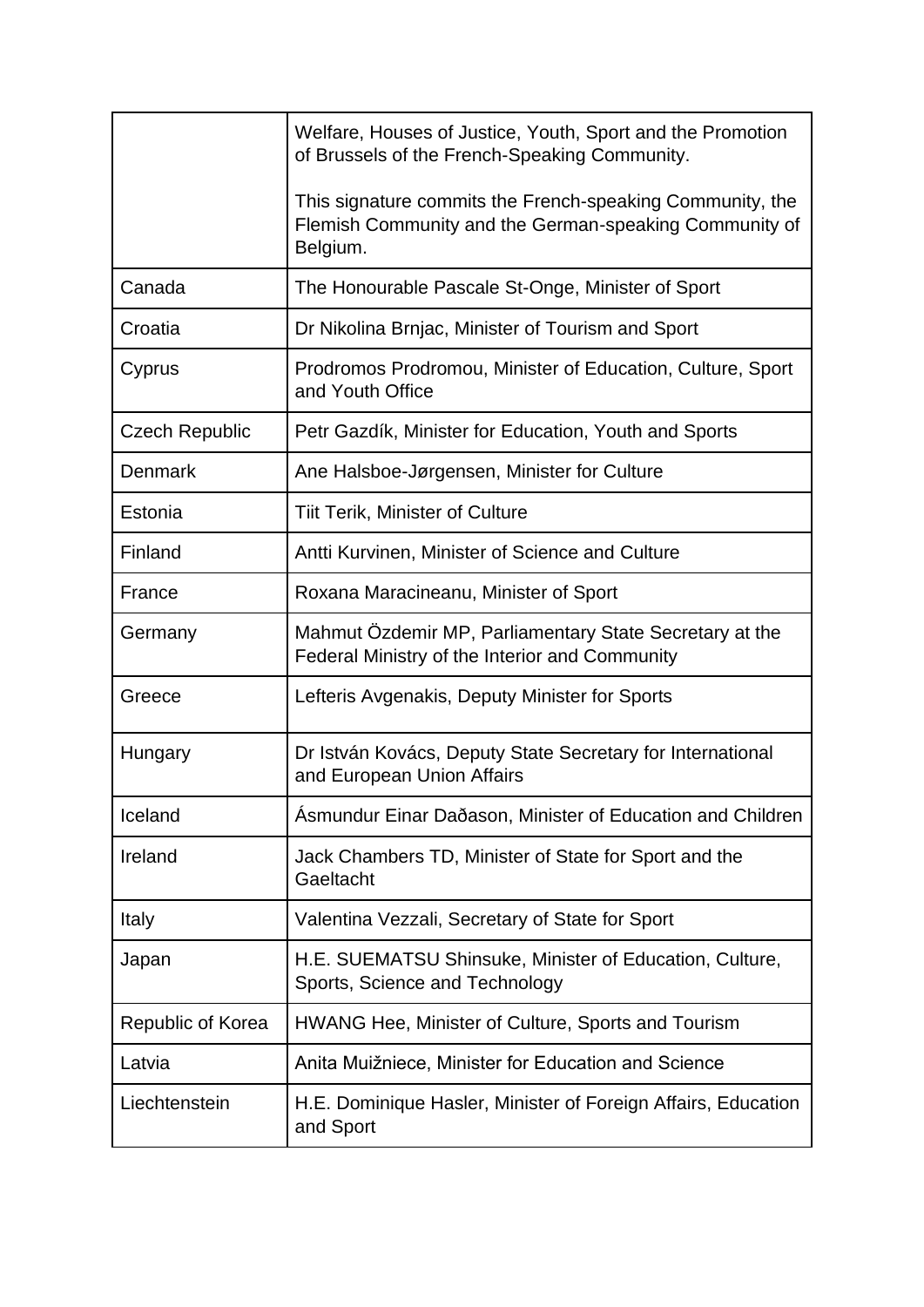| | |
|---|---|
| | Welfare, Houses of Justice, Youth, Sport and the Promotion of Brussels of the French-Speaking Community.<br><br>This signature commits the French-speaking Community, the Flemish Community and the German-speaking Community of Belgium. |
| Canada | The Honourable Pascale St-Onge, Minister of Sport |
| Croatia | Dr Nikolina Brnjac, Minister of Tourism and Sport |
| Cyprus | Prodromos Prodromou, Minister of Education, Culture, Sport and Youth Office |
| Czech Republic | Petr Gazdík, Minister for Education, Youth and Sports |
| Denmark | Ane Halsboe-Jørgensen, Minister for Culture |
| Estonia | Tiit Terik, Minister of Culture |
| Finland | Antti Kurvinen, Minister of Science and Culture |
| France | Roxana Maracineanu, Minister of Sport |
| Germany | Mahmut Özdemir MP, Parliamentary State Secretary at the Federal Ministry of the Interior and Community |
| Greece | Lefteris Avgenakis, Deputy Minister for Sports |
| Hungary | Dr István Kovács, Deputy State Secretary for International and European Union Affairs |
| Iceland | Ásmundur Einar Daðason, Minister of Education and Children |
| Ireland | Jack Chambers TD, Minister of State for Sport and the Gaeltacht |
| Italy | Valentina Vezzali, Secretary of State for Sport |
| Japan | H.E. SUEMATSU Shinsuke, Minister of Education, Culture, Sports, Science and Technology |
| Republic of Korea | HWANG Hee, Minister of Culture, Sports and Tourism |
| Latvia | Anita Muižniece, Minister for Education and Science |
| Liechtenstein | H.E. Dominique Hasler, Minister of Foreign Affairs, Education and Sport |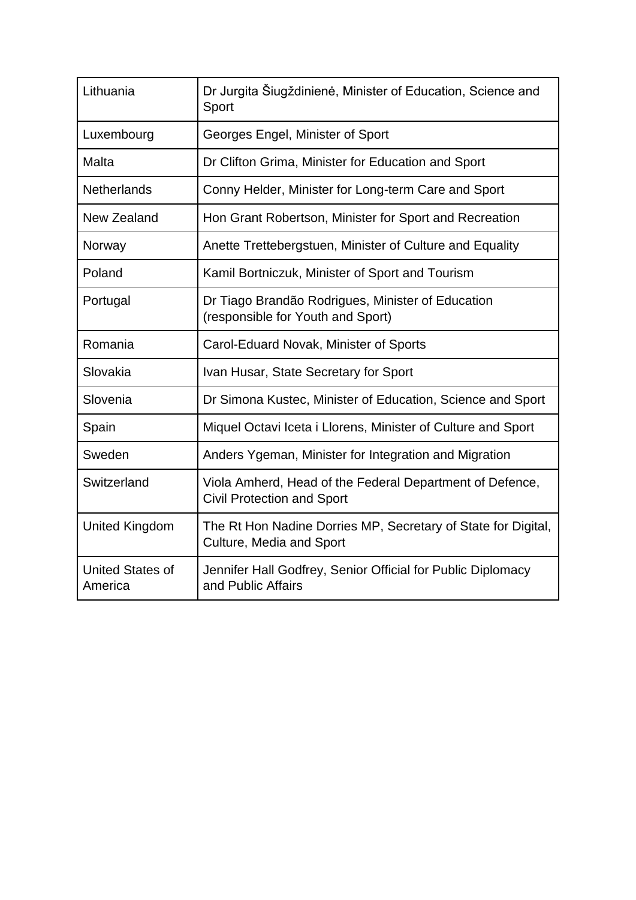| | |
|---|---|
| Lithuania | Dr Jurgita Šiugždinienė, Minister of Education, Science and Sport |
| Luxembourg | Georges Engel, Minister of Sport |
| Malta | Dr Clifton Grima, Minister for Education and Sport |
| Netherlands | Conny Helder, Minister for Long-term Care and Sport |
| New Zealand | Hon Grant Robertson, Minister for Sport and Recreation |
| Norway | Anette Trettebergstuen, Minister of Culture and Equality |
| Poland | Kamil Bortniczuk, Minister of Sport and Tourism |
| Portugal | Dr Tiago Brandão Rodrigues, Minister of Education (responsible for Youth and Sport) |
| Romania | Carol-Eduard Novak, Minister of Sports |
| Slovakia | Ivan Husar, State Secretary for Sport |
| Slovenia | Dr Simona Kustec, Minister of Education, Science and Sport |
| Spain | Miquel Octavi Iceta i Llorens, Minister of Culture and Sport |
| Sweden | Anders Ygeman, Minister for Integration and Migration |
| Switzerland | Viola Amherd, Head of the Federal Department of Defence, Civil Protection and Sport |
| United Kingdom | The Rt Hon Nadine Dorries MP, Secretary of State for Digital, Culture, Media and Sport |
| United States of America | Jennifer Hall Godfrey, Senior Official for Public Diplomacy and Public Affairs |